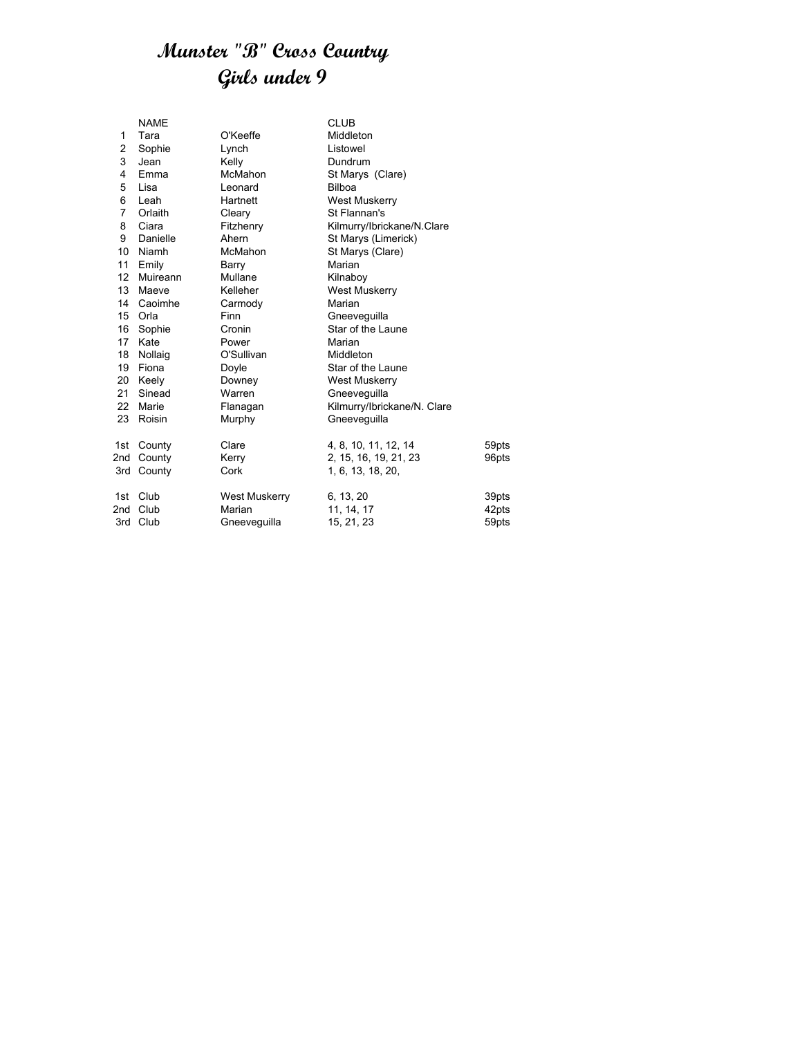# Munster "B" Cross Country
## Girls under 9

| | NAME | | CLUB | |
|---|---|---|---|---|
| 1 | Tara | O'Keeffe | Middleton | |
| 2 | Sophie | Lynch | Listowel | |
| 3 | Jean | Kelly | Dundrum | |
| 4 | Emma | McMahon | St Marys (Clare) | |
| 5 | Lisa | Leonard | Bilboa | |
| 6 | Leah | Hartnett | West Muskerry | |
| 7 | Orlaith | Cleary | St Flannan's | |
| 8 | Ciara | Fitzhenry | Kilmurry/Ibrickane/N.Clare | |
| 9 | Danielle | Ahern | St Marys (Limerick) | |
| 10 | Niamh | McMahon | St Marys (Clare) | |
| 11 | Emily | Barry | Marian | |
| 12 | Muireann | Mullane | Kilnaboy | |
| 13 | Maeve | Kelleher | West Muskerry | |
| 14 | Caoimhe | Carmody | Marian | |
| 15 | Orla | Finn | Gneeveguilla | |
| 16 | Sophie | Cronin | Star of the Laune | |
| 17 | Kate | Power | Marian | |
| 18 | Nollaig | O'Sullivan | Middleton | |
| 19 | Fiona | Doyle | Star of the Laune | |
| 20 | Keely | Downey | West Muskerry | |
| 21 | Sinead | Warren | Gneeveguilla | |
| 22 | Marie | Flanagan | Kilmurry/Ibrickane/N. Clare | |
| 23 | Roisin | Murphy | Gneeveguilla | |
| 1st | County | Clare | 4, 8, 10, 11, 12, 14 | 59pts |
| 2nd | County | Kerry | 2, 15, 16, 19, 21, 23 | 96pts |
| 3rd | County | Cork | 1, 6, 13, 18, 20, | |
| 1st | Club | West Muskerry | 6, 13, 20 | 39pts |
| 2nd | Club | Marian | 11, 14, 17 | 42pts |
| 3rd | Club | Gneeveguilla | 15, 21, 23 | 59pts |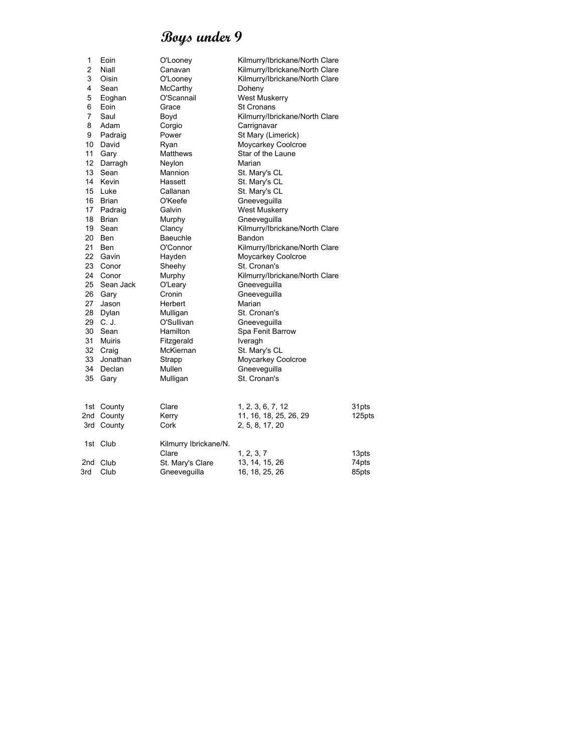# Boys under 9

| | | | |
|---|---|---|---|
| 1 | Eoin | O'Looney | Kilmurry/Ibrickane/North Clare |
| 2 | Niall | Canavan | Kilmurry/Ibrickane/North Clare |
| 3 | Oisin | O'Looney | Kilmurry/Ibrickane/North Clare |
| 4 | Sean | McCarthy | Doheny |
| 5 | Eoghan | O'Scannail | West Muskerry |
| 6 | Eoin | Grace | St Cronans |
| 7 | Saul | Boyd | Kilmurry/Ibrickane/North Clare |
| 8 | Adam | Corgio | Carrignavar |
| 9 | Padraig | Power | St Mary (Limerick) |
| 10 | David | Ryan | Moycarkey Coolcroe |
| 11 | Gary | Matthews | Star of the Laune |
| 12 | Darragh | Neylon | Marian |
| 13 | Sean | Mannion | St. Mary's CL |
| 14 | Kevin | Hassett | St. Mary's CL |
| 15 | Luke | Callanan | St. Mary's CL |
| 16 | Brian | O'Keefe | Gneeveguilla |
| 17 | Padraig | Galvin | West Muskerry |
| 18 | Brian | Murphy | Gneeveguilla |
| 19 | Sean | Clancy | Kilmurry/Ibrickane/North Clare |
| 20 | Ben | Baeuchle | Bandon |
| 21 | Ben | O'Connor | Kilmurry/Ibrickane/North Clare |
| 22 | Gavin | Hayden | Moycarkey Coolcroe |
| 23 | Conor | Sheehy | St. Cronan's |
| 24 | Conor | Murphy | Kilmurry/Ibrickane/North Clare |
| 25 | Sean Jack | O'Leary | Gneeveguilla |
| 26 | Gary | Cronin | Gneeveguilla |
| 27 | Jason | Herbert | Marian |
| 28 | Dylan | Mulligan | St. Cronan's |
| 29 | C. J. | O'Sullivan | Gneeveguilla |
| 30 | Sean | Hamilton | Spa Fenit Barrow |
| 31 | Muiris | Fitzgerald | Iveragh |
| 32 | Craig | McKiernan | St. Mary's CL |
| 33 | Jonathan | Strapp | Moycarkey Coolcroe |
| 34 | Declan | Mullen | Gneeveguilla |
| 35 | Gary | Mulligan | St. Cronan's |

| | | | | |
|---|---|---|---|---|
| 1st | County | Clare | 1, 2, 3, 6, 7, 12 | 31pts |
| 2nd | County | Kerry | 11, 16, 18, 25, 26, 29 | 125pts |
| 3rd | County | Cork | 2, 5, 8, 17, 20 | |
| 1st | Club | Kilmurry Ibrickane/N. Clare | 1, 2, 3, 7 | 13pts |
| 2nd | Club | St. Mary's Clare | 13, 14, 15, 26 | 74pts |
| 3rd | Club | Gneeveguilla | 16, 18, 25, 26 | 85pts |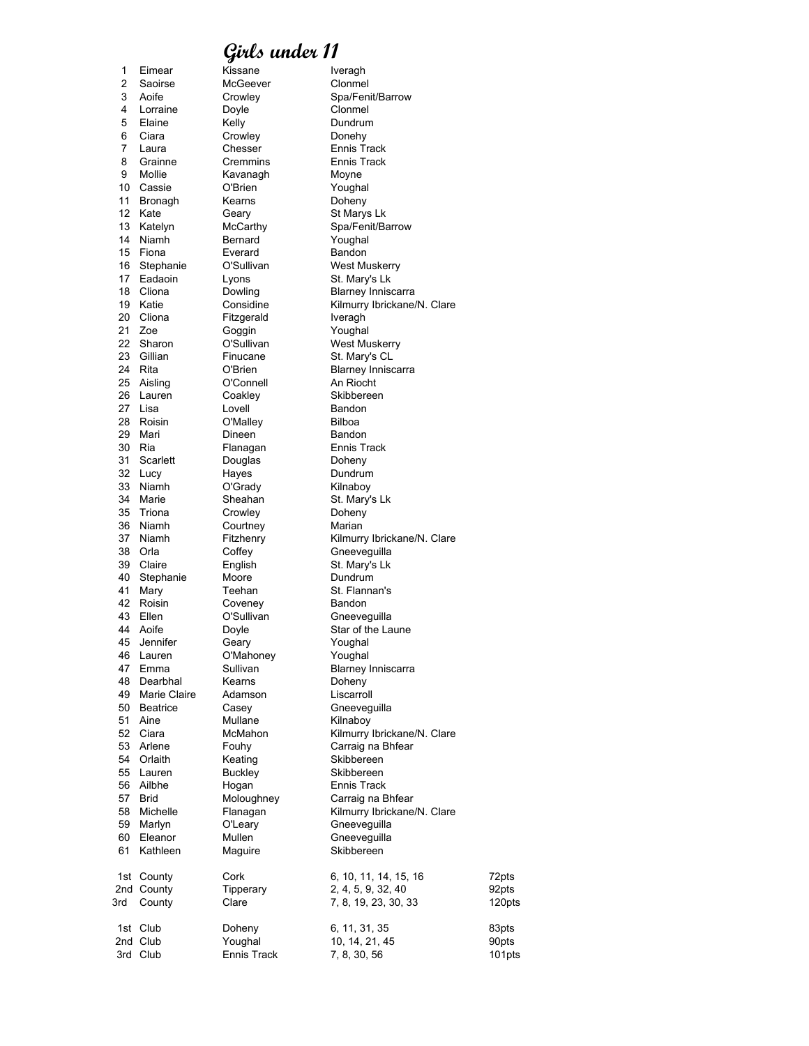# Girls under 11

| | | | | |
|---|---|---|---|---|
| 1 | Eimear | Kissane | Iveragh | |
| 2 | Saoirse | McGeever | Clonmel | |
| 3 | Aoife | Crowley | Spa/Fenit/Barrow | |
| 4 | Lorraine | Doyle | Clonmel | |
| 5 | Elaine | Kelly | Dundrum | |
| 6 | Ciara | Crowley | Donehy | |
| 7 | Laura | Chesser | Ennis Track | |
| 8 | Grainne | Cremmins | Ennis Track | |
| 9 | Mollie | Kavanagh | Moyne | |
| 10 | Cassie | O'Brien | Youghal | |
| 11 | Bronagh | Kearns | Doheny | |
| 12 | Kate | Geary | St Marys Lk | |
| 13 | Katelyn | McCarthy | Spa/Fenit/Barrow | |
| 14 | Niamh | Bernard | Youghal | |
| 15 | Fiona | Everard | Bandon | |
| 16 | Stephanie | O'Sullivan | West Muskerry | |
| 17 | Eadaoin | Lyons | St. Mary's Lk | |
| 18 | Cliona | Dowling | Blarney Inniscarra | |
| 19 | Katie | Considine | Kilmurry Ibrickane/N. Clare | |
| 20 | Cliona | Fitzgerald | Iveragh | |
| 21 | Zoe | Goggin | Youghal | |
| 22 | Sharon | O'Sullivan | West Muskerry | |
| 23 | Gillian | Finucane | St. Mary's CL | |
| 24 | Rita | O'Brien | Blarney Inniscarra | |
| 25 | Aisling | O'Connell | An Riocht | |
| 26 | Lauren | Coakley | Skibbereen | |
| 27 | Lisa | Lovell | Bandon | |
| 28 | Roisin | O'Malley | Bilboa | |
| 29 | Mari | Dineen | Bandon | |
| 30 | Ria | Flanagan | Ennis Track | |
| 31 | Scarlett | Douglas | Doheny | |
| 32 | Lucy | Hayes | Dundrum | |
| 33 | Niamh | O'Grady | Kilnaboy | |
| 34 | Marie | Sheahan | St. Mary's Lk | |
| 35 | Triona | Crowley | Doheny | |
| 36 | Niamh | Courtney | Marian | |
| 37 | Niamh | Fitzhenry | Kilmurry Ibrickane/N. Clare | |
| 38 | Orla | Coffey | Gneeveguilla | |
| 39 | Claire | English | St. Mary's Lk | |
| 40 | Stephanie | Moore | Dundrum | |
| 41 | Mary | Teehan | St. Flannan's | |
| 42 | Roisin | Coveney | Bandon | |
| 43 | Ellen | O'Sullivan | Gneeveguilla | |
| 44 | Aoife | Doyle | Star of the Laune | |
| 45 | Jennifer | Geary | Youghal | |
| 46 | Lauren | O'Mahoney | Youghal | |
| 47 | Emma | Sullivan | Blarney Inniscarra | |
| 48 | Dearbhal | Kearns | Doheny | |
| 49 | Marie Claire | Adamson | Liscarroll | |
| 50 | Beatrice | Casey | Gneeveguilla | |
| 51 | Aine | Mullane | Kilnaboy | |
| 52 | Ciara | McMahon | Kilmurry Ibrickane/N. Clare | |
| 53 | Arlene | Fouhy | Carraig na Bhfear | |
| 54 | Orlaith | Keating | Skibbereen | |
| 55 | Lauren | Buckley | Skibbereen | |
| 56 | Ailbhe | Hogan | Ennis Track | |
| 57 | Brid | Moloughney | Carraig na Bhfear | |
| 58 | Michelle | Flanagan | Kilmurry Ibrickane/N. Clare | |
| 59 | Marlyn | O'Leary | Gneeveguilla | |
| 60 | Eleanor | Mullen | Gneeveguilla | |
| 61 | Kathleen | Maguire | Skibbereen | |
| 1st | County | Cork | 6, 10, 11, 14, 15, 16 | 72pts |
| 2nd | County | Tipperary | 2, 4, 5, 9, 32, 40 | 92pts |
| 3rd | County | Clare | 7, 8, 19, 23, 30, 33 | 120pts |
| 1st | Club | Doheny | 6, 11, 31, 35 | 83pts |
| 2nd | Club | Youghal | 10, 14, 21, 45 | 90pts |
| 3rd | Club | Ennis Track | 7, 8, 30, 56 | 101pts |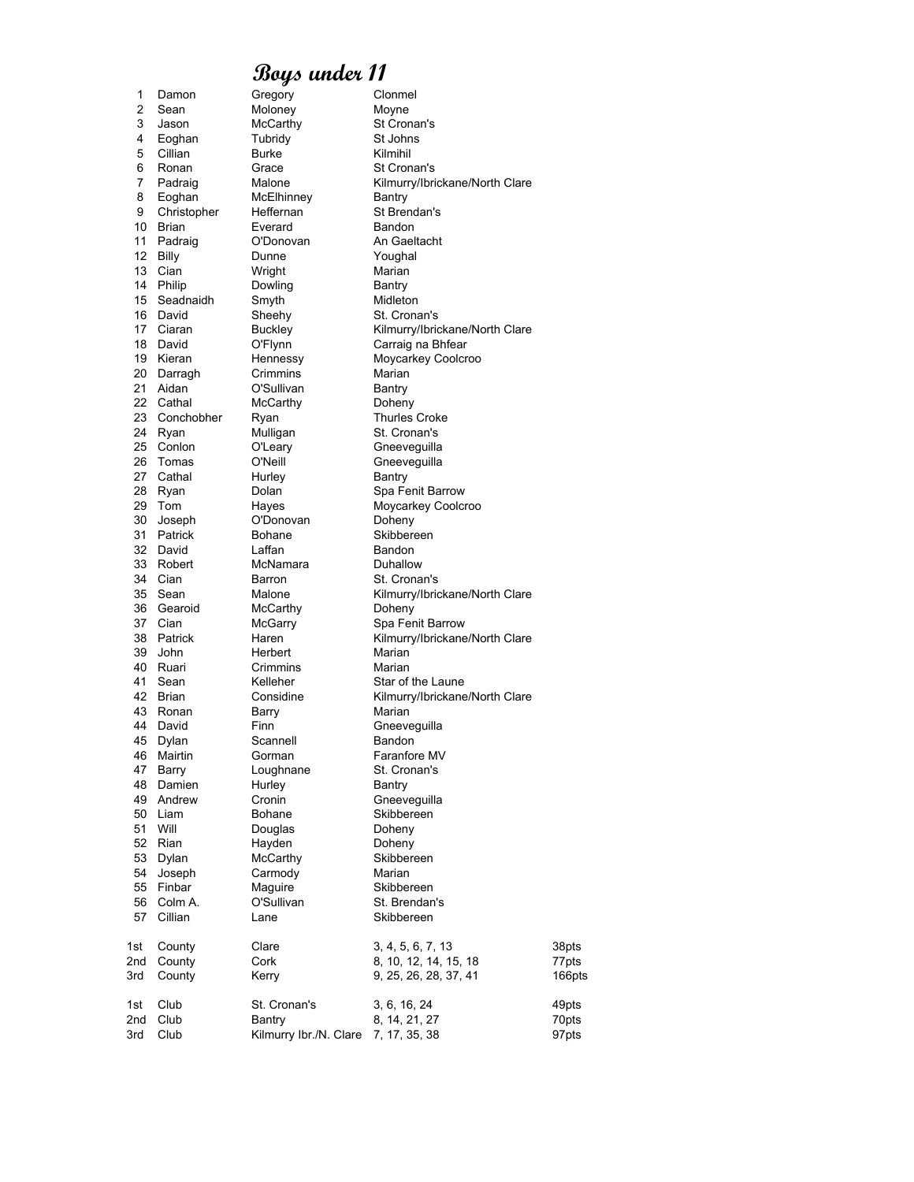# Boys under 11

| | | | | |
|---|---|---|---|---|
| 1 | Damon | Gregory | Clonmel | |
| 2 | Sean | Moloney | Moyne | |
| 3 | Jason | McCarthy | St Cronan's | |
| 4 | Eoghan | Tubridy | St Johns | |
| 5 | Cillian | Burke | Kilmihil | |
| 6 | Ronan | Grace | St Cronan's | |
| 7 | Padraig | Malone | Kilmurry/Ibrickane/North Clare | |
| 8 | Eoghan | McElhinney | Bantry | |
| 9 | Christopher | Heffernan | St Brendan's | |
| 10 | Brian | Everard | Bandon | |
| 11 | Padraig | O'Donovan | An Gaeltacht | |
| 12 | Billy | Dunne | Youghal | |
| 13 | Cian | Wright | Marian | |
| 14 | Philip | Dowling | Bantry | |
| 15 | Seadnaidh | Smyth | Midleton | |
| 16 | David | Sheehy | St. Cronan's | |
| 17 | Ciaran | Buckley | Kilmurry/Ibrickane/North Clare | |
| 18 | David | O'Flynn | Carraig na Bhfear | |
| 19 | Kieran | Hennessy | Moycarkey Coolcroo | |
| 20 | Darragh | Crimmins | Marian | |
| 21 | Aidan | O'Sullivan | Bantry | |
| 22 | Cathal | McCarthy | Doheny | |
| 23 | Conchobher | Ryan | Thurles Croke | |
| 24 | Ryan | Mulligan | St. Cronan's | |
| 25 | Conlon | O'Leary | Gneeveguilla | |
| 26 | Tomas | O'Neill | Gneeveguilla | |
| 27 | Cathal | Hurley | Bantry | |
| 28 | Ryan | Dolan | Spa Fenit Barrow | |
| 29 | Tom | Hayes | Moycarkey Coolcroo | |
| 30 | Joseph | O'Donovan | Doheny | |
| 31 | Patrick | Bohane | Skibbereen | |
| 32 | David | Laffan | Bandon | |
| 33 | Robert | McNamara | Duhallow | |
| 34 | Cian | Barron | St. Cronan's | |
| 35 | Sean | Malone | Kilmurry/Ibrickane/North Clare | |
| 36 | Gearoid | McCarthy | Doheny | |
| 37 | Cian | McGarry | Spa Fenit Barrow | |
| 38 | Patrick | Haren | Kilmurry/Ibrickane/North Clare | |
| 39 | John | Herbert | Marian | |
| 40 | Ruari | Crimmins | Marian | |
| 41 | Sean | Kelleher | Star of the Laune | |
| 42 | Brian | Considine | Kilmurry/Ibrickane/North Clare | |
| 43 | Ronan | Barry | Marian | |
| 44 | David | Finn | Gneeveguilla | |
| 45 | Dylan | Scannell | Bandon | |
| 46 | Mairtin | Gorman | Faranfore MV | |
| 47 | Barry | Loughnane | St. Cronan's | |
| 48 | Damien | Hurley | Bantry | |
| 49 | Andrew | Cronin | Gneeveguilla | |
| 50 | Liam | Bohane | Skibbereen | |
| 51 | Will | Douglas | Doheny | |
| 52 | Rian | Hayden | Doheny | |
| 53 | Dylan | McCarthy | Skibbereen | |
| 54 | Joseph | Carmody | Marian | |
| 55 | Finbar | Maguire | Skibbereen | |
| 56 | Colm A. | O'Sullivan | St. Brendan's | |
| 57 | Cillian | Lane | Skibbereen | |
| | | | | |
| 1st | County | Clare | 3, 4, 5, 6, 7, 13 | 38pts |
| 2nd | County | Cork | 8, 10, 12, 14, 15, 18 | 77pts |
| 3rd | County | Kerry | 9, 25, 26, 28, 37, 41 | 166pts |
| | | | | |
| 1st | Club | St. Cronan's | 3, 6, 16, 24 | 49pts |
| 2nd | Club | Bantry | 8, 14, 21, 27 | 70pts |
| 3rd | Club | Kilmurry Ibr./N. Clare | 7, 17, 35, 38 | 97pts |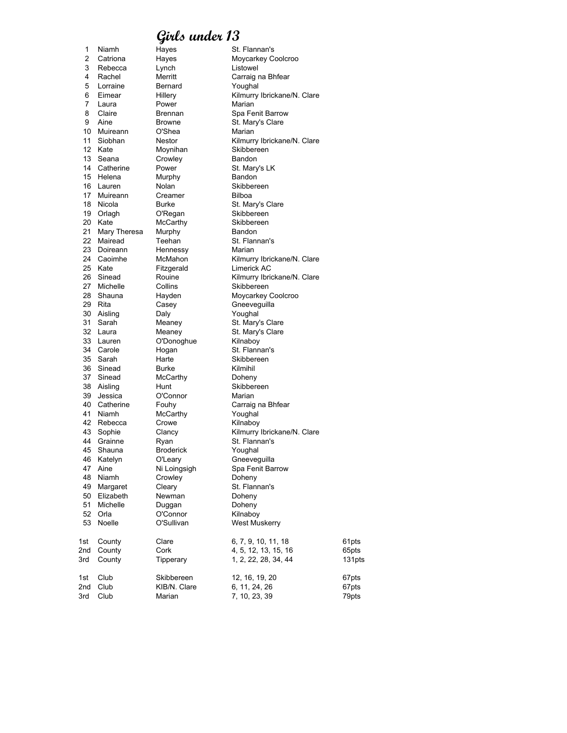# Girls under 13

| Pos | First Name | Surname | Club | |
|---|---|---|---|---|
| 1 | Niamh | Hayes | St. Flannan's | |
| 2 | Catriona | Hayes | Moycarkey Coolcroo | |
| 3 | Rebecca | Lynch | Listowel | |
| 4 | Rachel | Merritt | Carraig na Bhfear | |
| 5 | Lorraine | Bernard | Youghal | |
| 6 | Eimear | Hillery | Kilmurry Ibrickane/N. Clare | |
| 7 | Laura | Power | Marian | |
| 8 | Claire | Brennan | Spa Fenit Barrow | |
| 9 | Aine | Browne | St. Mary's Clare | |
| 10 | Muireann | O'Shea | Marian | |
| 11 | Siobhan | Nestor | Kilmurry Ibrickane/N. Clare | |
| 12 | Kate | Moynihan | Skibbereen | |
| 13 | Seana | Crowley | Bandon | |
| 14 | Catherine | Power | St. Mary's LK | |
| 15 | Helena | Murphy | Bandon | |
| 16 | Lauren | Nolan | Skibbereen | |
| 17 | Muireann | Creamer | Bilboa | |
| 18 | Nicola | Burke | St. Mary's Clare | |
| 19 | Orlagh | O'Regan | Skibbereen | |
| 20 | Kate | McCarthy | Skibbereen | |
| 21 | Mary Theresa | Murphy | Bandon | |
| 22 | Mairead | Teehan | St. Flannan's | |
| 23 | Doireann | Hennessy | Marian | |
| 24 | Caoimhe | McMahon | Kilmurry Ibrickane/N. Clare | |
| 25 | Kate | Fitzgerald | Limerick AC | |
| 26 | Sinead | Rouine | Kilmurry Ibrickane/N. Clare | |
| 27 | Michelle | Collins | Skibbereen | |
| 28 | Shauna | Hayden | Moycarkey Coolcroo | |
| 29 | Rita | Casey | Gneeveguilla | |
| 30 | Aisling | Daly | Youghal | |
| 31 | Sarah | Meaney | St. Mary's Clare | |
| 32 | Laura | Meaney | St. Mary's Clare | |
| 33 | Lauren | O'Donoghue | Kilnaboy | |
| 34 | Carole | Hogan | St. Flannan's | |
| 35 | Sarah | Harte | Skibbereen | |
| 36 | Sinead | Burke | Kilmihil | |
| 37 | Sinead | McCarthy | Doheny | |
| 38 | Aisling | Hunt | Skibbereen | |
| 39 | Jessica | O'Connor | Marian | |
| 40 | Catherine | Fouhy | Carraig na Bhfear | |
| 41 | Niamh | McCarthy | Youghal | |
| 42 | Rebecca | Crowe | Kilnaboy | |
| 43 | Sophie | Clancy | Kilmurry Ibrickane/N. Clare | |
| 44 | Grainne | Ryan | St. Flannan's | |
| 45 | Shauna | Broderick | Youghal | |
| 46 | Katelyn | O'Leary | Gneeveguilla | |
| 47 | Aine | Ni Loingsigh | Spa Fenit Barrow | |
| 48 | Niamh | Crowley | Doheny | |
| 49 | Margaret | Cleary | St. Flannan's | |
| 50 | Elizabeth | Newman | Doheny | |
| 51 | Michelle | Duggan | Doheny | |
| 52 | Orla | O'Connor | Kilnaboy | |
| 53 | Noelle | O'Sullivan | West Muskerry | |
| | | | | |
| 1st | County | Clare | 6, 7, 9, 10, 11, 18 | 61pts |
| 2nd | County | Cork | 4, 5, 12, 13, 15, 16 | 65pts |
| 3rd | County | Tipperary | 1, 2, 22, 28, 34, 44 | 131pts |
| | | | | |
| 1st | Club | Skibbereen | 12, 16, 19, 20 | 67pts |
| 2nd | Club | KIB/N. Clare | 6, 11, 24, 26 | 67pts |
| 3rd | Club | Marian | 7, 10, 23, 39 | 79pts |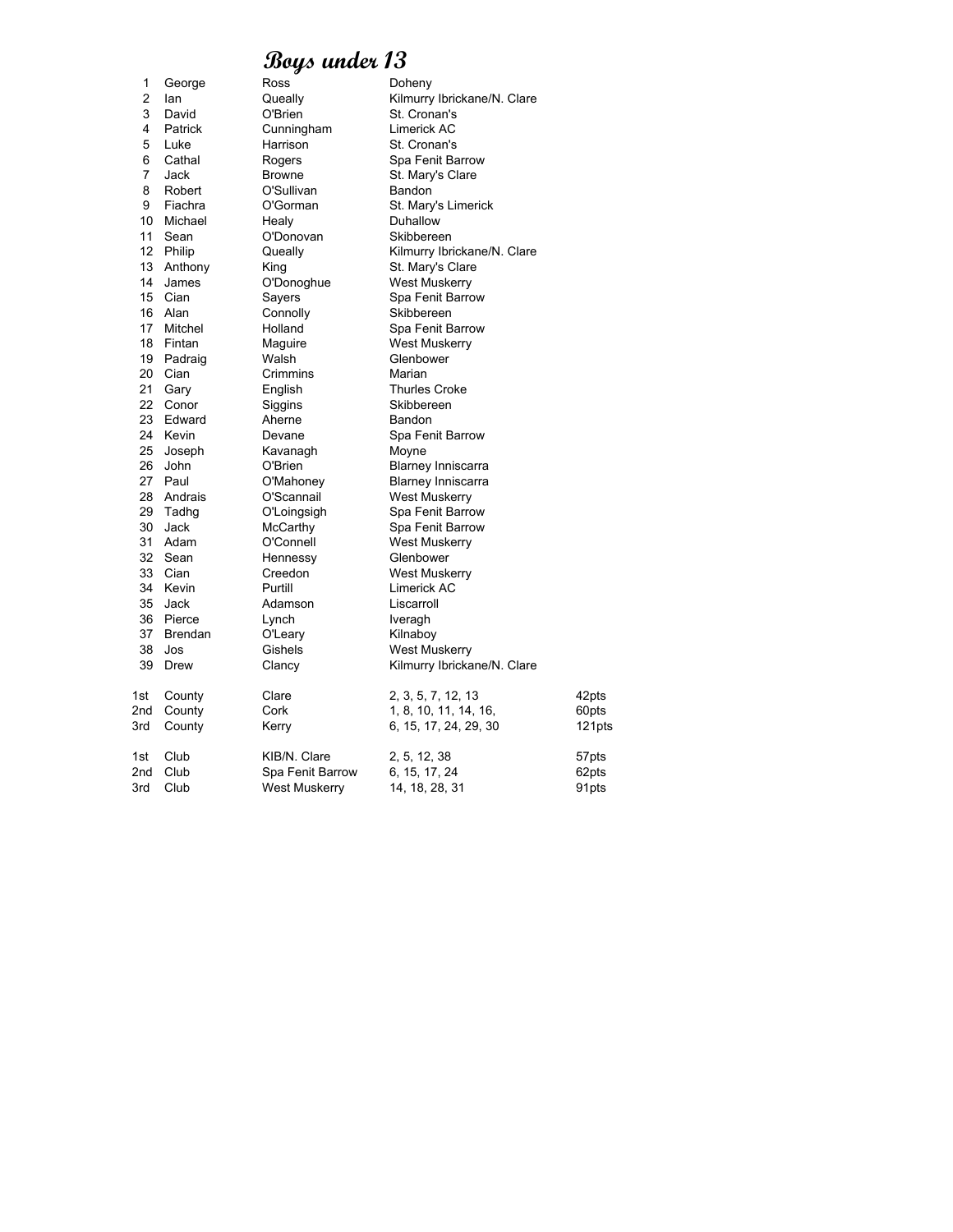# Boys under 13

| | | | |
|---|---|---|---|
| 1 | George | Ross | Doheny |
| 2 | Ian | Queally | Kilmurry Ibrickane/N. Clare |
| 3 | David | O'Brien | St. Cronan's |
| 4 | Patrick | Cunningham | Limerick AC |
| 5 | Luke | Harrison | St. Cronan's |
| 6 | Cathal | Rogers | Spa Fenit Barrow |
| 7 | Jack | Browne | St. Mary's Clare |
| 8 | Robert | O'Sullivan | Bandon |
| 9 | Fiachra | O'Gorman | St. Mary's Limerick |
| 10 | Michael | Healy | Duhallow |
| 11 | Sean | O'Donovan | Skibbereen |
| 12 | Philip | Queally | Kilmurry Ibrickane/N. Clare |
| 13 | Anthony | King | St. Mary's Clare |
| 14 | James | O'Donoghue | West Muskerry |
| 15 | Cian | Sayers | Spa Fenit Barrow |
| 16 | Alan | Connolly | Skibbereen |
| 17 | Mitchel | Holland | Spa Fenit Barrow |
| 18 | Fintan | Maguire | West Muskerry |
| 19 | Padraig | Walsh | Glenbower |
| 20 | Cian | Crimmins | Marian |
| 21 | Gary | English | Thurles Croke |
| 22 | Conor | Siggins | Skibbereen |
| 23 | Edward | Aherne | Bandon |
| 24 | Kevin | Devane | Spa Fenit Barrow |
| 25 | Joseph | Kavanagh | Moyne |
| 26 | John | O'Brien | Blarney Inniscarra |
| 27 | Paul | O'Mahoney | Blarney Inniscarra |
| 28 | Andrais | O'Scannail | West Muskerry |
| 29 | Tadhg | O'Loingsigh | Spa Fenit Barrow |
| 30 | Jack | McCarthy | Spa Fenit Barrow |
| 31 | Adam | O'Connell | West Muskerry |
| 32 | Sean | Hennessy | Glenbower |
| 33 | Cian | Creedon | West Muskerry |
| 34 | Kevin | Purtill | Limerick AC |
| 35 | Jack | Adamson | Liscarroll |
| 36 | Pierce | Lynch | Iveragh |
| 37 | Brendan | O'Leary | Kilnaboy |
| 38 | Jos | Gishels | West Muskerry |
| 39 | Drew | Clancy | Kilmurry Ibrickane/N. Clare |

| | | | | |
|---|---|---|---|---|
| 1st | County | Clare | 2, 3, 5, 7, 12, 13 | 42pts |
| 2nd | County | Cork | 1, 8, 10, 11, 14, 16, | 60pts |
| 3rd | County | Kerry | 6, 15, 17, 24, 29, 30 | 121pts |
| 1st | Club | KIB/N. Clare | 2, 5, 12, 38 | 57pts |
| 2nd | Club | Spa Fenit Barrow | 6, 15, 17, 24 | 62pts |
| 3rd | Club | West Muskerry | 14, 18, 28, 31 | 91pts |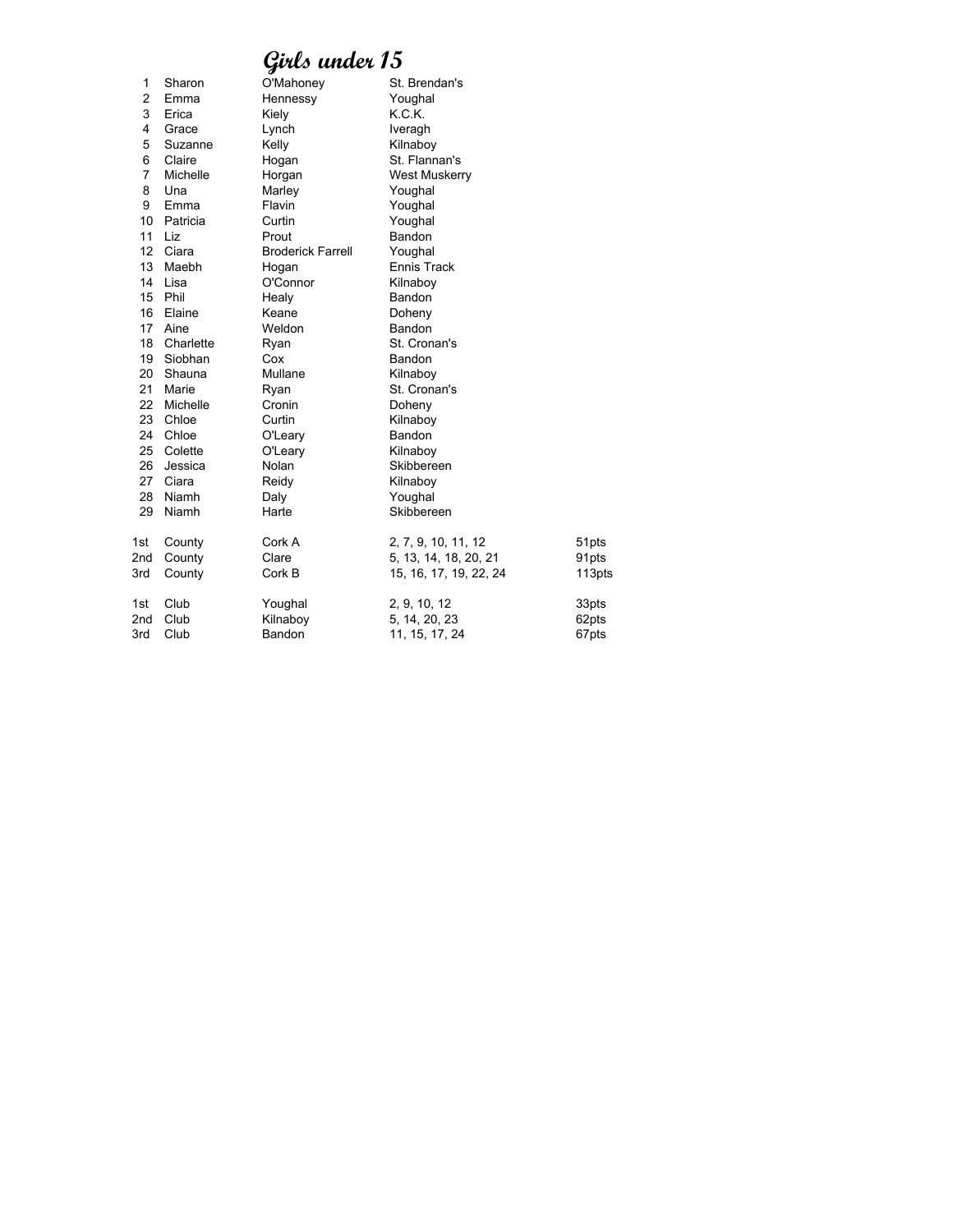# Girls under 15

| | | | |
|---|---|---|---|
| 1 | Sharon | O'Mahoney | St. Brendan's |
| 2 | Emma | Hennessy | Youghal |
| 3 | Erica | Kiely | K.C.K. |
| 4 | Grace | Lynch | Iveragh |
| 5 | Suzanne | Kelly | Kilnaboy |
| 6 | Claire | Hogan | St. Flannan's |
| 7 | Michelle | Horgan | West Muskerry |
| 8 | Una | Marley | Youghal |
| 9 | Emma | Flavin | Youghal |
| 10 | Patricia | Curtin | Youghal |
| 11 | Liz | Prout | Bandon |
| 12 | Ciara | Broderick Farrell | Youghal |
| 13 | Maebh | Hogan | Ennis Track |
| 14 | Lisa | O'Connor | Kilnaboy |
| 15 | Phil | Healy | Bandon |
| 16 | Elaine | Keane | Doheny |
| 17 | Aine | Weldon | Bandon |
| 18 | Charlette | Ryan | St. Cronan's |
| 19 | Siobhan | Cox | Bandon |
| 20 | Shauna | Mullane | Kilnaboy |
| 21 | Marie | Ryan | St. Cronan's |
| 22 | Michelle | Cronin | Doheny |
| 23 | Chloe | Curtin | Kilnaboy |
| 24 | Chloe | O'Leary | Bandon |
| 25 | Colette | O'Leary | Kilnaboy |
| 26 | Jessica | Nolan | Skibbereen |
| 27 | Ciara | Reidy | Kilnaboy |
| 28 | Niamh | Daly | Youghal |
| 29 | Niamh | Harte | Skibbereen |

| | | | | |
|---|---|---|---|---|
| 1st | County | Cork A | 2, 7, 9, 10, 11, 12 | 51pts |
| 2nd | County | Clare | 5, 13, 14, 18, 20, 21 | 91pts |
| 3rd | County | Cork B | 15, 16, 17, 19, 22, 24 | 113pts |

| | | | | |
|---|---|---|---|---|
| 1st | Club | Youghal | 2, 9, 10, 12 | 33pts |
| 2nd | Club | Kilnaboy | 5, 14, 20, 23 | 62pts |
| 3rd | Club | Bandon | 11, 15, 17, 24 | 67pts |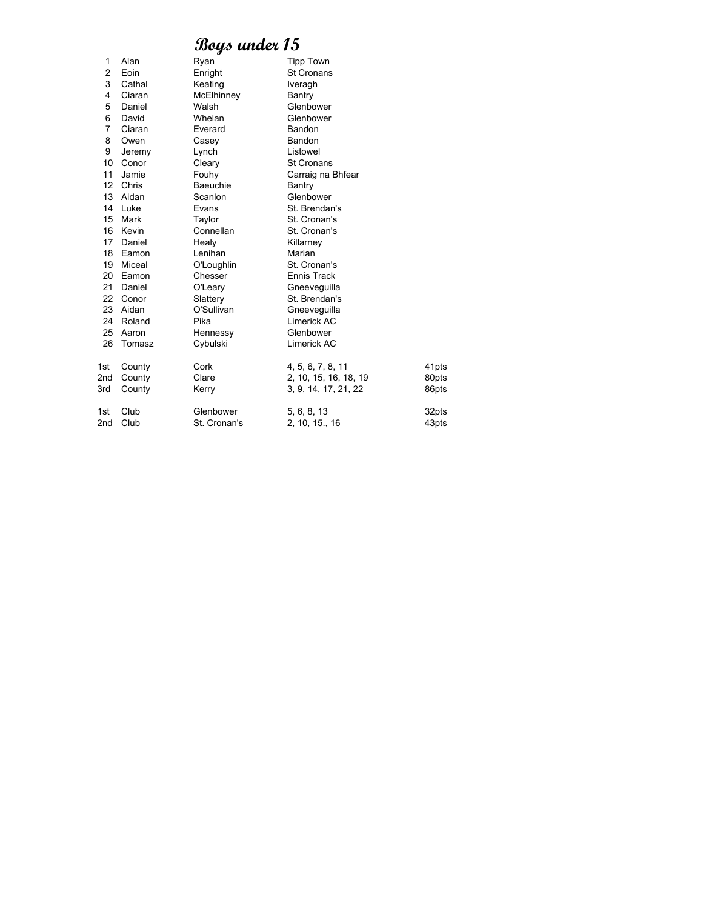# Boys under 15

| | | | | |
|---|---|---|---|---|
| 1 | Alan | Ryan | Tipp Town | |
| 2 | Eoin | Enright | St Cronans | |
| 3 | Cathal | Keating | Iveragh | |
| 4 | Ciaran | McElhinney | Bantry | |
| 5 | Daniel | Walsh | Glenbower | |
| 6 | David | Whelan | Glenbower | |
| 7 | Ciaran | Everard | Bandon | |
| 8 | Owen | Casey | Bandon | |
| 9 | Jeremy | Lynch | Listowel | |
| 10 | Conor | Cleary | St Cronans | |
| 11 | Jamie | Fouhy | Carraig na Bhfear | |
| 12 | Chris | Baeuchie | Bantry | |
| 13 | Aidan | Scanlon | Glenbower | |
| 14 | Luke | Evans | St. Brendan's | |
| 15 | Mark | Taylor | St. Cronan's | |
| 16 | Kevin | Connellan | St. Cronan's | |
| 17 | Daniel | Healy | Killarney | |
| 18 | Eamon | Lenihan | Marian | |
| 19 | Miceal | O'Loughlin | St. Cronan's | |
| 20 | Eamon | Chesser | Ennis Track | |
| 21 | Daniel | O'Leary | Gneeveguilla | |
| 22 | Conor | Slattery | St. Brendan's | |
| 23 | Aidan | O'Sullivan | Gneeveguilla | |
| 24 | Roland | Pika | Limerick AC | |
| 25 | Aaron | Hennessy | Glenbower | |
| 26 | Tomasz | Cybulski | Limerick AC | |
| 1st | County | Cork | 4, 5, 6, 7, 8, 11 | 41pts |
| 2nd | County | Clare | 2, 10, 15, 16, 18, 19 | 80pts |
| 3rd | County | Kerry | 3, 9, 14, 17, 21, 22 | 86pts |
| 1st | Club | Glenbower | 5, 6, 8, 13 | 32pts |
| 2nd | Club | St. Cronan's | 2, 10, 15., 16 | 43pts |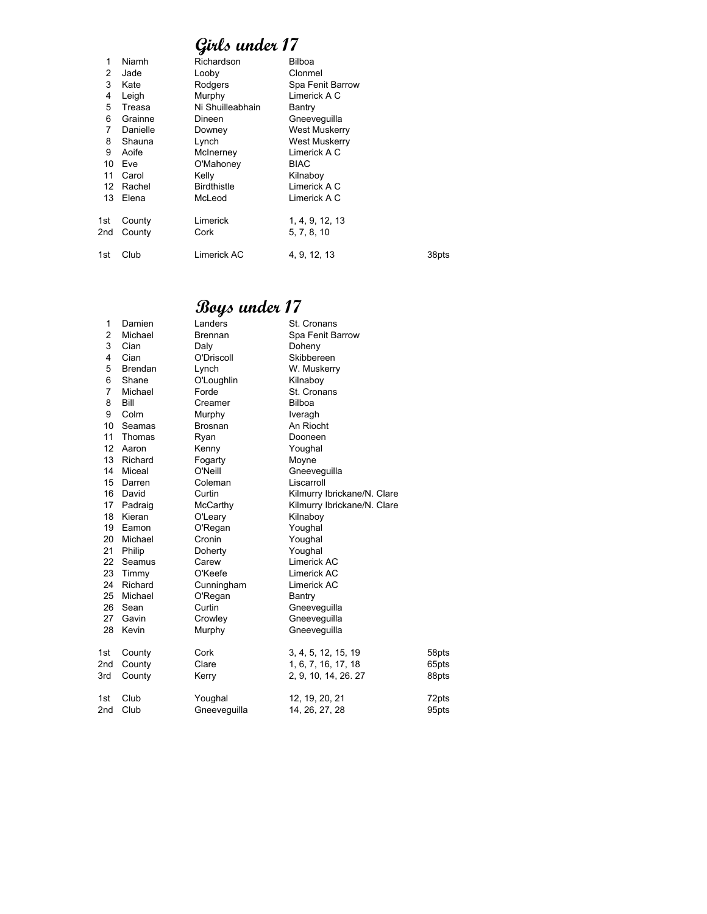## Girls under 17

| | | | | |
|---|---|---|---|---|
| 1 | Niamh | Richardson | Bilboa | |
| 2 | Jade | Looby | Clonmel | |
| 3 | Kate | Rodgers | Spa Fenit Barrow | |
| 4 | Leigh | Murphy | Limerick A C | |
| 5 | Treasa | Ni Shuilleabhain | Bantry | |
| 6 | Grainne | Dineen | Gneeveguilla | |
| 7 | Danielle | Downey | West Muskerry | |
| 8 | Shauna | Lynch | West Muskerry | |
| 9 | Aoife | McInerney | Limerick A C | |
| 10 | Eve | O'Mahoney | BIAC | |
| 11 | Carol | Kelly | Kilnaboy | |
| 12 | Rachel | Birdthistle | Limerick A C | |
| 13 | Elena | McLeod | Limerick A C | |
| | | | | |
| 1st | County | Limerick | 1, 4, 9, 12, 13 | |
| 2nd | County | Cork | 5, 7, 8, 10 | |
| | | | | |
| 1st | Club | Limerick AC | 4, 9, 12, 13 | 38pts |

## Boys under 17

| | | | | |
|---|---|---|---|---|
| 1 | Damien | Landers | St. Cronans | |
| 2 | Michael | Brennan | Spa Fenit Barrow | |
| 3 | Cian | Daly | Doheny | |
| 4 | Cian | O'Driscoll | Skibbereen | |
| 5 | Brendan | Lynch | W. Muskerry | |
| 6 | Shane | O'Loughlin | Kilnaboy | |
| 7 | Michael | Forde | St. Cronans | |
| 8 | Bill | Creamer | Bilboa | |
| 9 | Colm | Murphy | Iveragh | |
| 10 | Seamas | Brosnan | An Riocht | |
| 11 | Thomas | Ryan | Dooneen | |
| 12 | Aaron | Kenny | Youghal | |
| 13 | Richard | Fogarty | Moyne | |
| 14 | Miceal | O'Neill | Gneeveguilla | |
| 15 | Darren | Coleman | Liscarroll | |
| 16 | David | Curtin | Kilmurry Ibrickane/N. Clare | |
| 17 | Padraig | McCarthy | Kilmurry Ibrickane/N. Clare | |
| 18 | Kieran | O'Leary | Kilnaboy | |
| 19 | Eamon | O'Regan | Youghal | |
| 20 | Michael | Cronin | Youghal | |
| 21 | Philip | Doherty | Youghal | |
| 22 | Seamus | Carew | Limerick AC | |
| 23 | Timmy | O'Keefe | Limerick AC | |
| 24 | Richard | Cunningham | Limerick AC | |
| 25 | Michael | O'Regan | Bantry | |
| 26 | Sean | Curtin | Gneeveguilla | |
| 27 | Gavin | Crowley | Gneeveguilla | |
| 28 | Kevin | Murphy | Gneeveguilla | |
| | | | | |
| 1st | County | Cork | 3, 4, 5, 12, 15, 19 | 58pts |
| 2nd | County | Clare | 1, 6, 7, 16, 17, 18 | 65pts |
| 3rd | County | Kerry | 2, 9, 10, 14, 26. 27 | 88pts |
| | | | | |
| 1st | Club | Youghal | 12, 19, 20, 21 | 72pts |
| 2nd | Club | Gneeveguilla | 14, 26, 27, 28 | 95pts |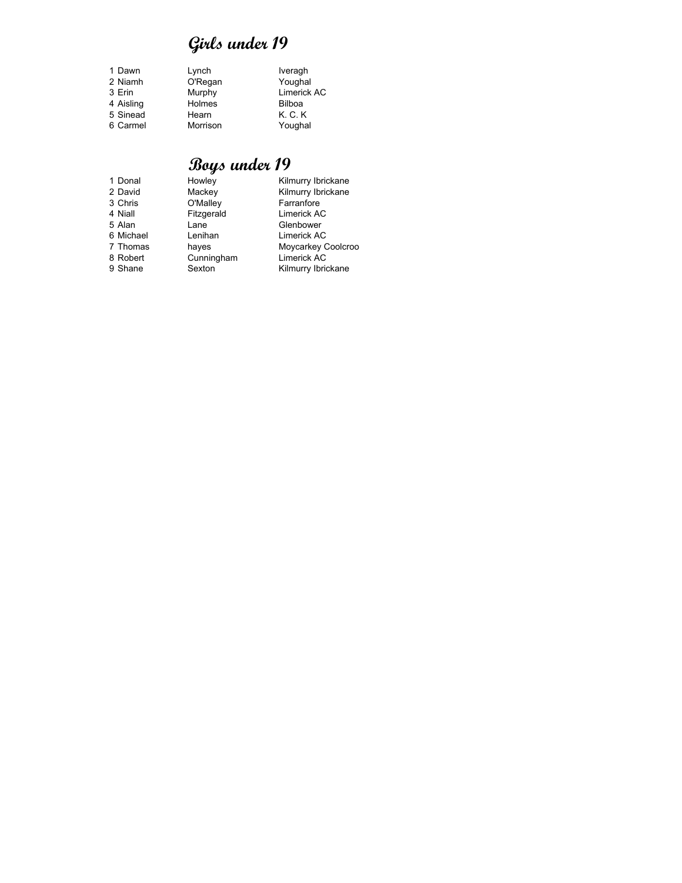## Girls under 19

| | | | |
|---|---|---|---|
| 1 | Dawn | Lynch | Iveragh |
| 2 | Niamh | O'Regan | Youghal |
| 3 | Erin | Murphy | Limerick AC |
| 4 | Aisling | Holmes | Bilboa |
| 5 | Sinead | Hearn | K. C. K |
| 6 | Carmel | Morrison | Youghal |

## Boys under 19

| | | | |
|---|---|---|---|
| 1 | Donal | Howley | Kilmurry Ibrickane |
| 2 | David | Mackey | Kilmurry Ibrickane |
| 3 | Chris | O'Malley | Farranfore |
| 4 | Niall | Fitzgerald | Limerick AC |
| 5 | Alan | Lane | Glenbower |
| 6 | Michael | Lenihan | Limerick AC |
| 7 | Thomas | hayes | Moycarkey Coolcroo |
| 8 | Robert | Cunningham | Limerick AC |
| 9 | Shane | Sexton | Kilmurry Ibrickane |